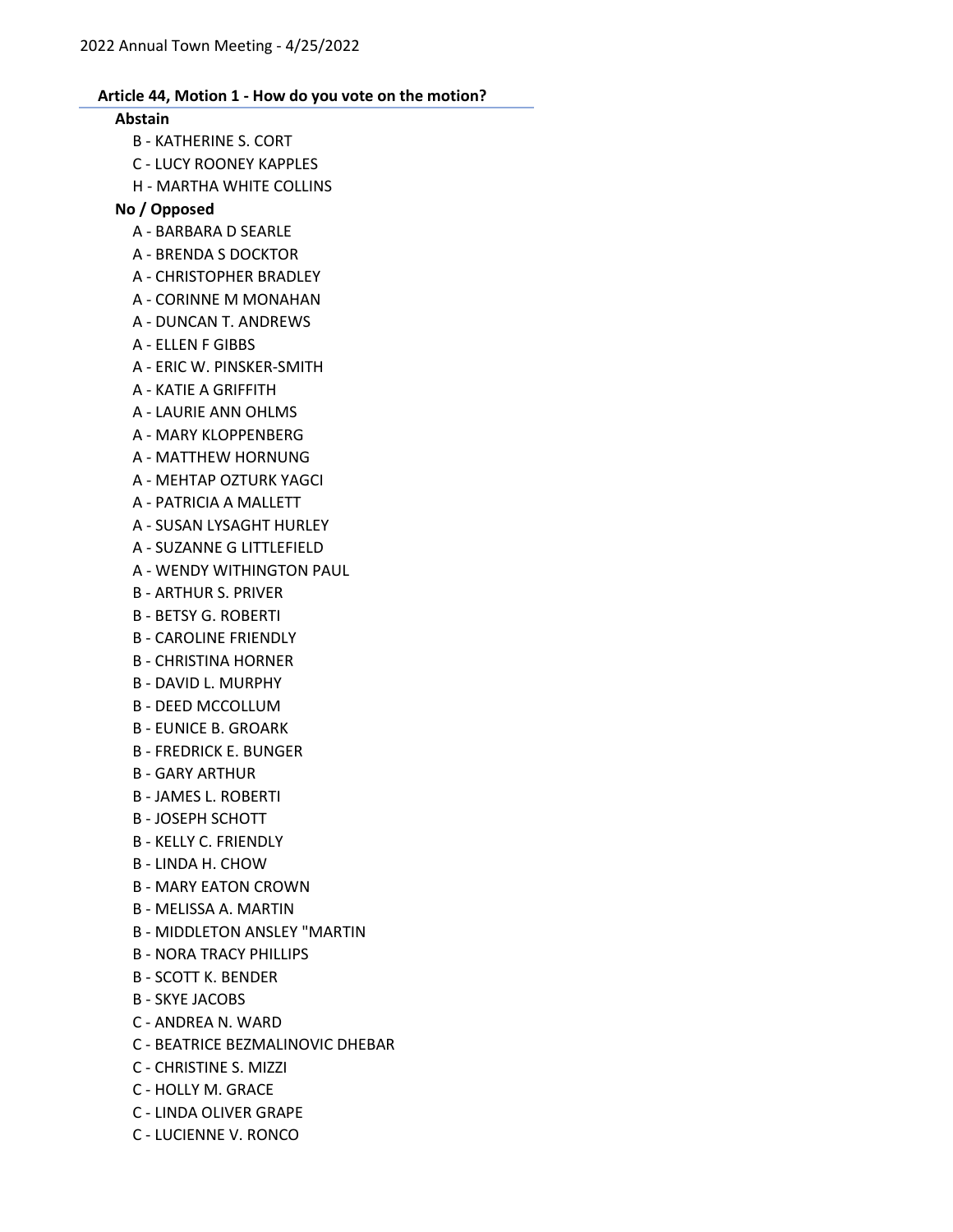2022 Annual Town Meeting - 4/25/2022

**Article 44, Motion 1 - How do you vote on the motion?**

**Abstain**

- B - KATHERINE S. CORT
- C - LUCY ROONEY KAPPLES
- H - MARTHA WHITE COLLINS

**No / Opposed**

- A - BARBARA D SEARLE
- A - BRENDA S DOCKTOR
- A - CHRISTOPHER BRADLEY
- A - CORINNE M MONAHAN
- A - DUNCAN T. ANDREWS
- A - ELLEN F GIBBS
- A - ERIC W. PINSKER-SMITH
- A - KATIE A GRIFFITH
- A - LAURIE ANN OHLMS
- A - MARY KLOPPENBERG
- A - MATTHEW HORNUNG
- A - MEHTAP OZTURK YAGCI
- A - PATRICIA A MALLETT
- A - SUSAN LYSAGHT HURLEY
- A - SUZANNE G LITTLEFIELD
- A - WENDY WITHINGTON PAUL
- B - ARTHUR S. PRIVER
- B - BETSY G. ROBERTI
- B - CAROLINE FRIENDLY
- B - CHRISTINA HORNER
- B - DAVID L. MURPHY
- B - DEED MCCOLLUM
- B - EUNICE B. GROARK
- B - FREDRICK E. BUNGER
- B - GARY ARTHUR
- B - JAMES L. ROBERTI
- B - JOSEPH SCHOTT
- B - KELLY C. FRIENDLY
- B - LINDA H. CHOW
- B - MARY EATON CROWN
- B - MELISSA A. MARTIN
- B - MIDDLETON ANSLEY "MARTIN
- B - NORA TRACY PHILLIPS
- B - SCOTT K. BENDER
- B - SKYE JACOBS
- C - ANDREA N. WARD
- C - BEATRICE BEZMALINOVIC DHEBAR
- C - CHRISTINE S. MIZZI
- C - HOLLY M. GRACE
- C - LINDA OLIVER GRAPE
- C - LUCIENNE V. RONCO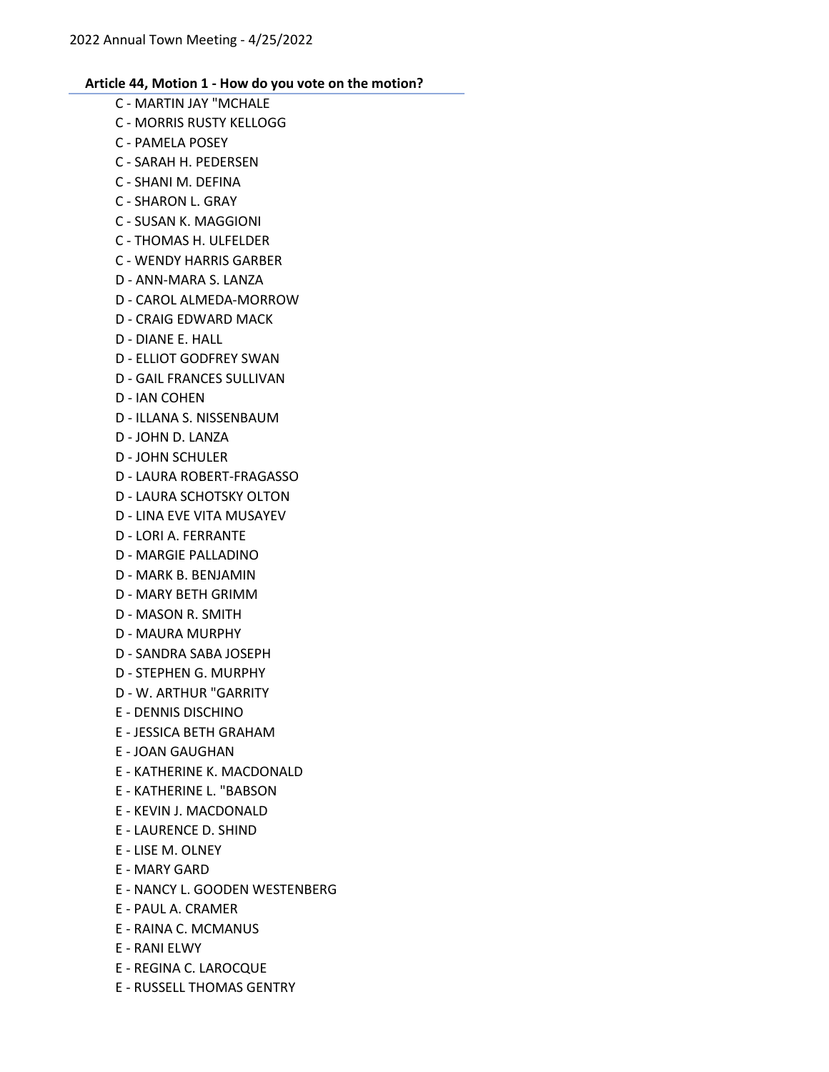**Article 44, Motion 1 - How do you vote on the motion?**

C - MARTIN JAY "MCHALE
C - MORRIS RUSTY KELLOGG
C - PAMELA POSEY
C - SARAH H. PEDERSEN
C - SHANI M. DEFINA
C - SHARON L. GRAY
C - SUSAN K. MAGGIONI
C - THOMAS H. ULFELDER
C - WENDY HARRIS GARBER
D - ANN-MARA S. LANZA
D - CAROL ALMEDA-MORROW
D - CRAIG EDWARD MACK
D - DIANE E. HALL
D - ELLIOT GODFREY SWAN
D - GAIL FRANCES SULLIVAN
D - IAN COHEN
D - ILLANA S. NISSENBAUM
D - JOHN D. LANZA
D - JOHN SCHULER
D - LAURA ROBERT-FRAGASSO
D - LAURA SCHOTSKY OLTON
D - LINA EVE VITA MUSAYEV
D - LORI A. FERRANTE
D - MARGIE PALLADINO
D - MARK B. BENJAMIN
D - MARY BETH GRIMM
D - MASON R. SMITH
D - MAURA MURPHY
D - SANDRA SABA JOSEPH
D - STEPHEN G. MURPHY
D - W. ARTHUR "GARRITY
E - DENNIS DISCHINO
E - JESSICA BETH GRAHAM
E - JOAN GAUGHAN
E - KATHERINE K. MACDONALD
E - KATHERINE L. "BABSON
E - KEVIN J. MACDONALD
E - LAURENCE D. SHIND
E - LISE M. OLNEY
E - MARY GARD
E - NANCY L. GOODEN WESTENBERG
E - PAUL A. CRAMER
E - RAINA C. MCMANUS
E - RANI ELWY
E - REGINA C. LAROCQUE
E - RUSSELL THOMAS GENTRY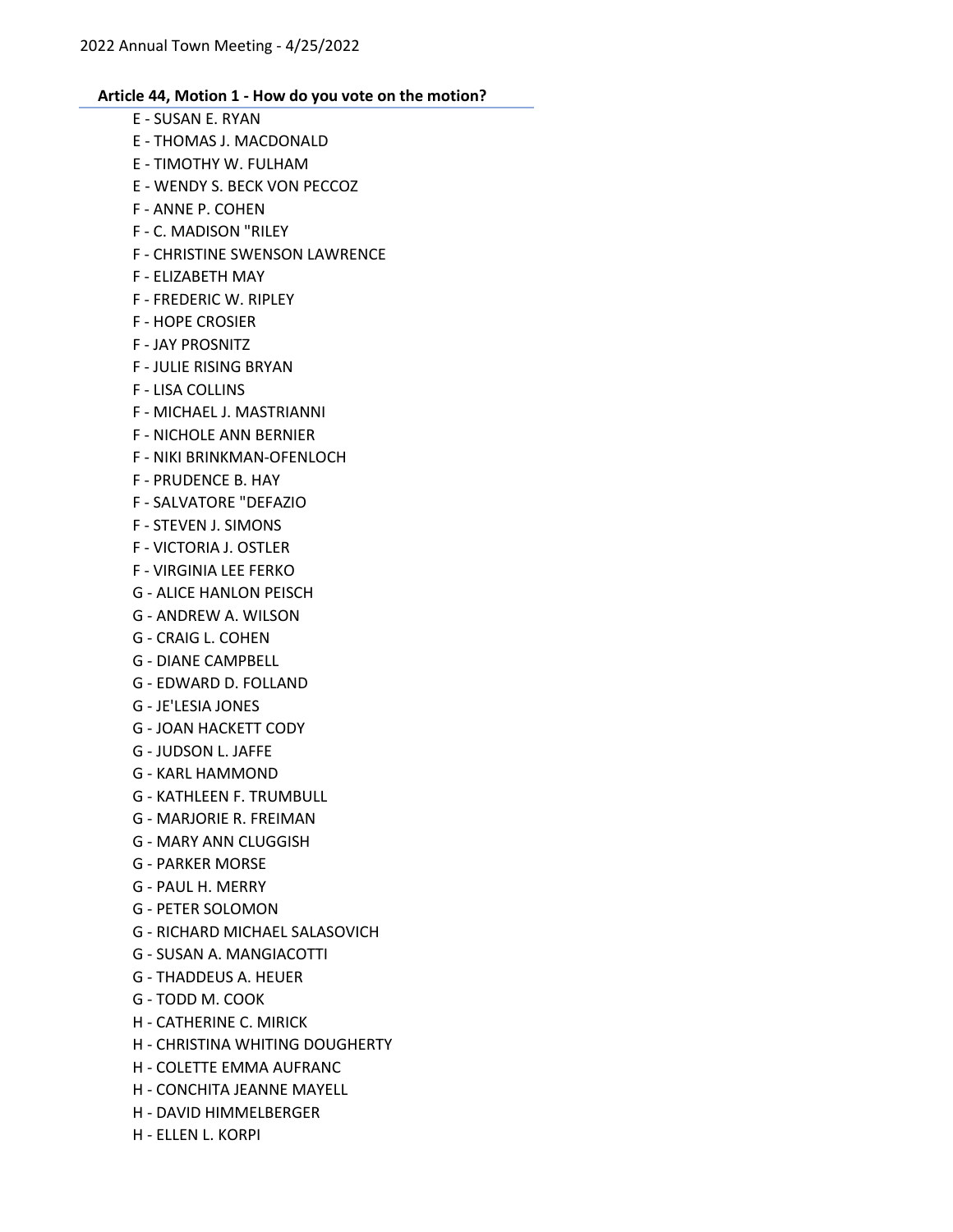**Article 44, Motion 1 - How do you vote on the motion?**

E - SUSAN E. RYAN
E - THOMAS J. MACDONALD
E - TIMOTHY W. FULHAM
E - WENDY S. BECK VON PECCOZ
F - ANNE P. COHEN
F - C. MADISON "RILEY
F - CHRISTINE SWENSON LAWRENCE
F - ELIZABETH MAY
F - FREDERIC W. RIPLEY
F - HOPE CROSIER
F - JAY PROSNITZ
F - JULIE RISING BRYAN
F - LISA COLLINS
F - MICHAEL J. MASTRIANNI
F - NICHOLE ANN BERNIER
F - NIKI BRINKMAN-OFENLOCH
F - PRUDENCE B. HAY
F - SALVATORE "DEFAZIO
F - STEVEN J. SIMONS
F - VICTORIA J. OSTLER
F - VIRGINIA LEE FERKO
G - ALICE HANLON PEISCH
G - ANDREW A. WILSON
G - CRAIG L. COHEN
G - DIANE CAMPBELL
G - EDWARD D. FOLLAND
G - JE'LESIA JONES
G - JOAN HACKETT CODY
G - JUDSON L. JAFFE
G - KARL HAMMOND
G - KATHLEEN F. TRUMBULL
G - MARJORIE R. FREIMAN
G - MARY ANN CLUGGISH
G - PARKER MORSE
G - PAUL H. MERRY
G - PETER SOLOMON
G - RICHARD MICHAEL SALASOVICH
G - SUSAN A. MANGIACOTTI
G - THADDEUS A. HEUER
G - TODD M. COOK
H - CATHERINE C. MIRICK
H - CHRISTINA WHITING DOUGHERTY
H - COLETTE EMMA AUFRANC
H - CONCHITA JEANNE MAYELL
H - DAVID HIMMELBERGER
H - ELLEN L. KORPI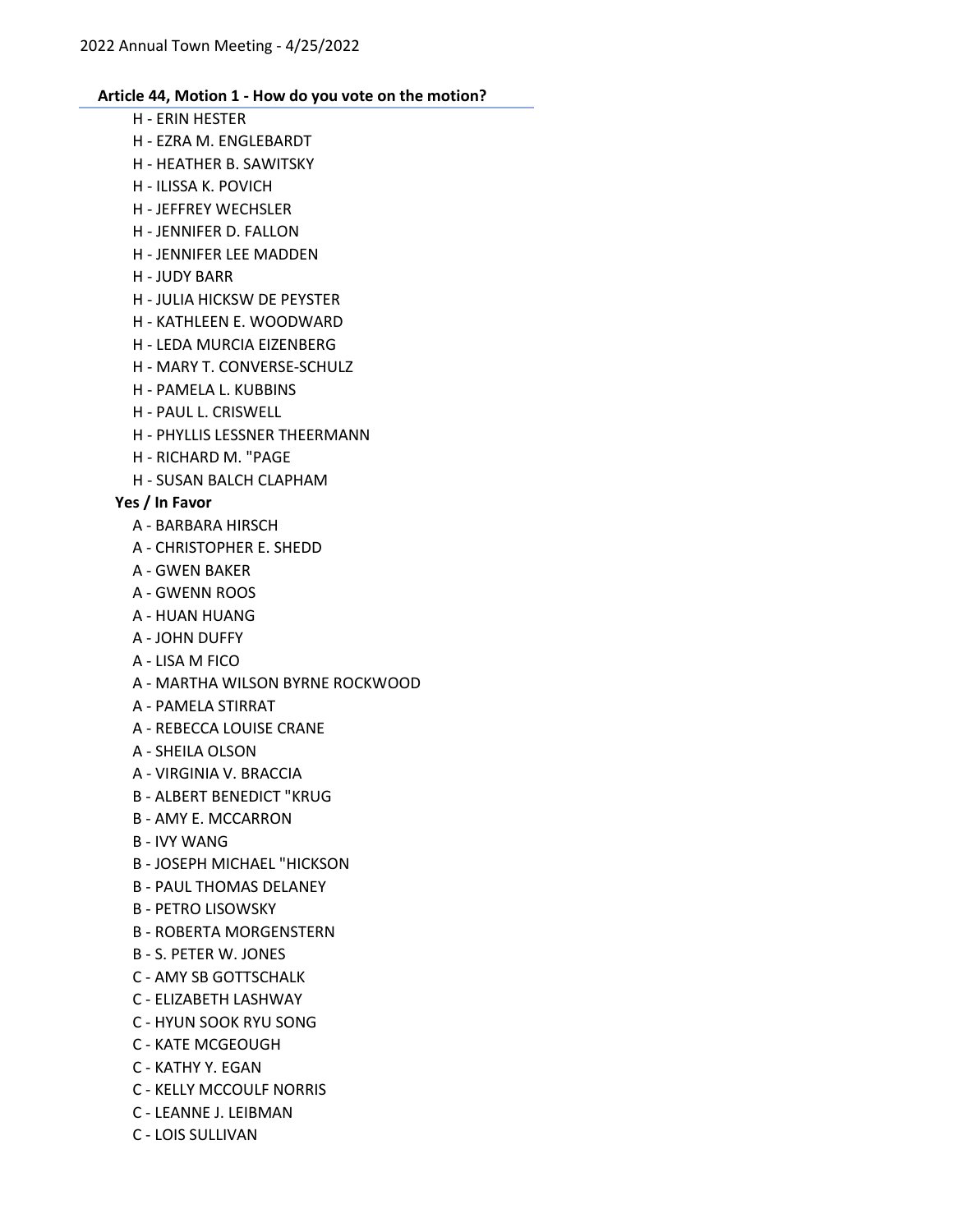### Article 44, Motion 1 - How do you vote on the motion?

- H - ERIN HESTER
- H - EZRA M. ENGLEBARDT
- H - HEATHER B. SAWITSKY
- H - ILISSA K. POVICH
- H - JEFFREY WECHSLER
- H - JENNIFER D. FALLON
- H - JENNIFER LEE MADDEN
- H - JUDY BARR
- H - JULIA HICKSW DE PEYSTER
- H - KATHLEEN E. WOODWARD
- H - LEDA MURCIA EIZENBERG
- H - MARY T. CONVERSE-SCHULZ
- H - PAMELA L. KUBBINS
- H - PAUL L. CRISWELL
- H - PHYLLIS LESSNER THEERMANN
- H - RICHARD M. "PAGE
- H - SUSAN BALCH CLAPHAM

**Yes / In Favor**

- A - BARBARA HIRSCH
- A - CHRISTOPHER E. SHEDD
- A - GWEN BAKER
- A - GWENN ROOS
- A - HUAN HUANG
- A - JOHN DUFFY
- A - LISA M FICO
- A - MARTHA WILSON BYRNE ROCKWOOD
- A - PAMELA STIRRAT
- A - REBECCA LOUISE CRANE
- A - SHEILA OLSON
- A - VIRGINIA V. BRACCIA
- B - ALBERT BENEDICT "KRUG
- B - AMY E. MCCARRON
- B - IVY WANG
- B - JOSEPH MICHAEL "HICKSON
- B - PAUL THOMAS DELANEY
- B - PETRO LISOWSKY
- B - ROBERTA MORGENSTERN
- B - S. PETER W. JONES
- C - AMY SB GOTTSCHALK
- C - ELIZABETH LASHWAY
- C - HYUN SOOK RYU SONG
- C - KATE MCGEOUGH
- C - KATHY Y. EGAN
- C - KELLY MCCOULF NORRIS
- C - LEANNE J. LEIBMAN
- C - LOIS SULLIVAN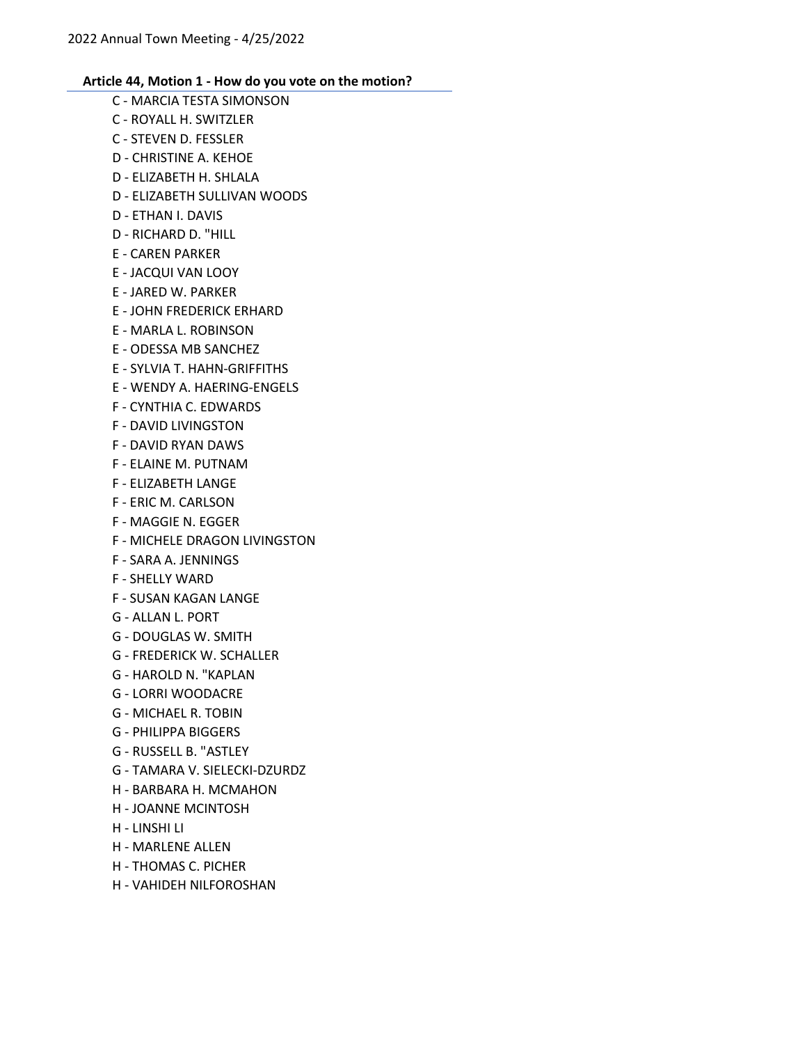**Article 44, Motion 1 - How do you vote on the motion?**

- C - MARCIA TESTA SIMONSON
- C - ROYALL H. SWITZLER
- C - STEVEN D. FESSLER
- D - CHRISTINE A. KEHOE
- D - ELIZABETH H. SHLALA
- D - ELIZABETH SULLIVAN WOODS
- D - ETHAN I. DAVIS
- D - RICHARD D. "HILL
- E - CAREN PARKER
- E - JACQUI VAN LOOY
- E - JARED W. PARKER
- E - JOHN FREDERICK ERHARD
- E - MARLA L. ROBINSON
- E - ODESSA MB SANCHEZ
- E - SYLVIA T. HAHN-GRIFFITHS
- E - WENDY A. HAERING-ENGELS
- F - CYNTHIA C. EDWARDS
- F - DAVID LIVINGSTON
- F - DAVID RYAN DAWS
- F - ELAINE M. PUTNAM
- F - ELIZABETH LANGE
- F - ERIC M. CARLSON
- F - MAGGIE N. EGGER
- F - MICHELE DRAGON LIVINGSTON
- F - SARA A. JENNINGS
- F - SHELLY WARD
- F - SUSAN KAGAN LANGE
- G - ALLAN L. PORT
- G - DOUGLAS W. SMITH
- G - FREDERICK W. SCHALLER
- G - HAROLD N. "KAPLAN
- G - LORRI WOODACRE
- G - MICHAEL R. TOBIN
- G - PHILIPPA BIGGERS
- G - RUSSELL B. "ASTLEY
- G - TAMARA V. SIELECKI-DZURDZ
- H - BARBARA H. MCMAHON
- H - JOANNE MCINTOSH
- H - LINSHI LI
- H - MARLENE ALLEN
- H - THOMAS C. PICHER
- H - VAHIDEH NILFOROSHAN